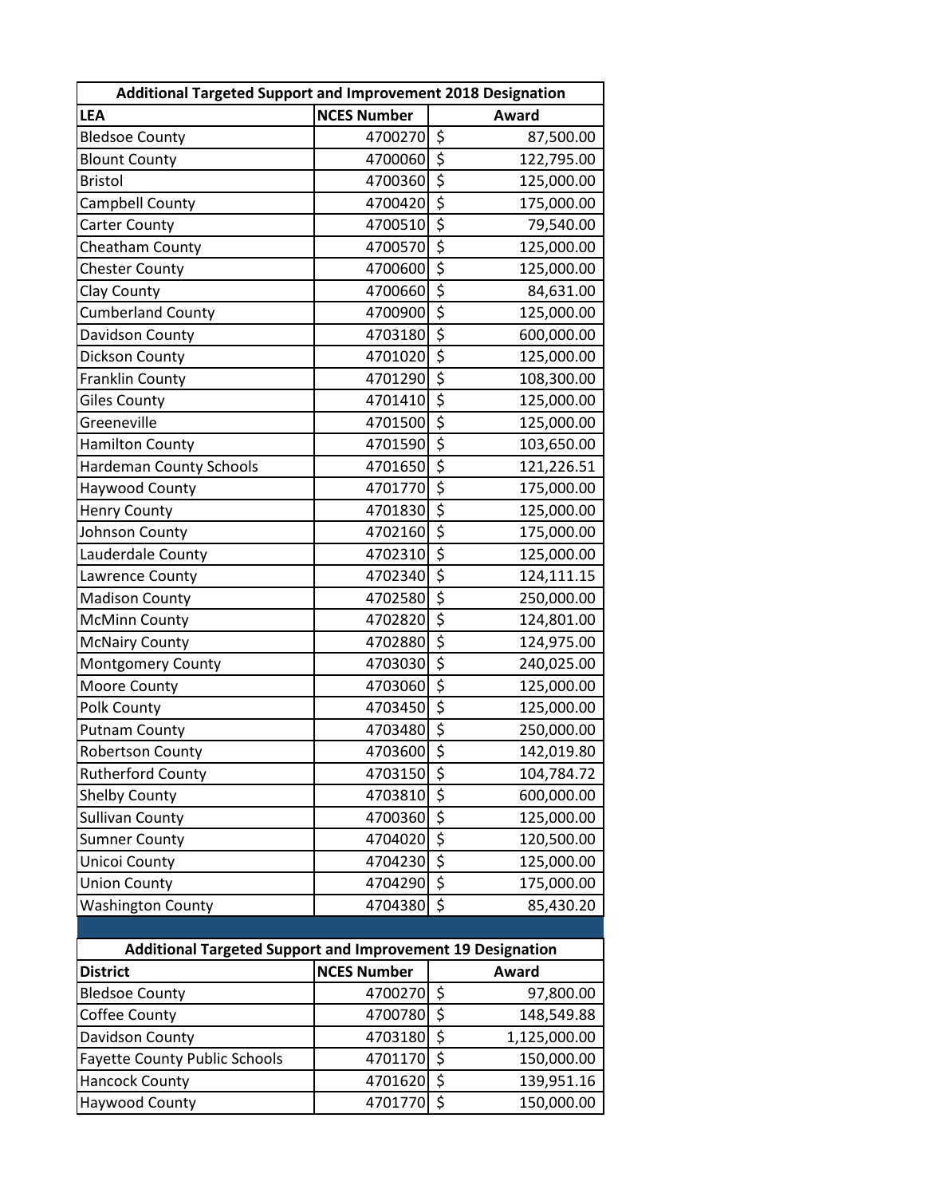| Additional Targeted Support and Improvement 2018 Designation | | |
|---|---|---|
| **LEA** | **NCES Number** | **Award** |
| Bledsoe County | 4700270 | $ 87,500.00 |
| Blount County | 4700060 | $ 122,795.00 |
| Bristol | 4700360 | $ 125,000.00 |
| Campbell County | 4700420 | $ 175,000.00 |
| Carter County | 4700510 | $ 79,540.00 |
| Cheatham County | 4700570 | $ 125,000.00 |
| Chester County | 4700600 | $ 125,000.00 |
| Clay County | 4700660 | $ 84,631.00 |
| Cumberland County | 4700900 | $ 125,000.00 |
| Davidson County | 4703180 | $ 600,000.00 |
| Dickson County | 4701020 | $ 125,000.00 |
| Franklin County | 4701290 | $ 108,300.00 |
| Giles County | 4701410 | $ 125,000.00 |
| Greeneville | 4701500 | $ 125,000.00 |
| Hamilton County | 4701590 | $ 103,650.00 |
| Hardeman County Schools | 4701650 | $ 121,226.51 |
| Haywood County | 4701770 | $ 175,000.00 |
| Henry County | 4701830 | $ 125,000.00 |
| Johnson County | 4702160 | $ 175,000.00 |
| Lauderdale County | 4702310 | $ 125,000.00 |
| Lawrence County | 4702340 | $ 124,111.15 |
| Madison County | 4702580 | $ 250,000.00 |
| McMinn County | 4702820 | $ 124,801.00 |
| McNairy County | 4702880 | $ 124,975.00 |
| Montgomery County | 4703030 | $ 240,025.00 |
| Moore County | 4703060 | $ 125,000.00 |
| Polk County | 4703450 | $ 125,000.00 |
| Putnam County | 4703480 | $ 250,000.00 |
| Robertson County | 4703600 | $ 142,019.80 |
| Rutherford County | 4703150 | $ 104,784.72 |
| Shelby County | 4703810 | $ 600,000.00 |
| Sullivan County | 4700360 | $ 125,000.00 |
| Sumner County | 4704020 | $ 120,500.00 |
| Unicoi County | 4704230 | $ 125,000.00 |
| Union County | 4704290 | $ 175,000.00 |
| Washington County | 4704380 | $ 85,430.20 |

| Additional Targeted Support and Improvement 19 Designation | | |
|---|---|---|
| **District** | **NCES Number** | **Award** |
| Bledsoe County | 4700270 | $ 97,800.00 |
| Coffee County | 4700780 | $ 148,549.88 |
| Davidson County | 4703180 | $ 1,125,000.00 |
| Fayette County Public Schools | 4701170 | $ 150,000.00 |
| Hancock County | 4701620 | $ 139,951.16 |
| Haywood County | 4701770 | $ 150,000.00 |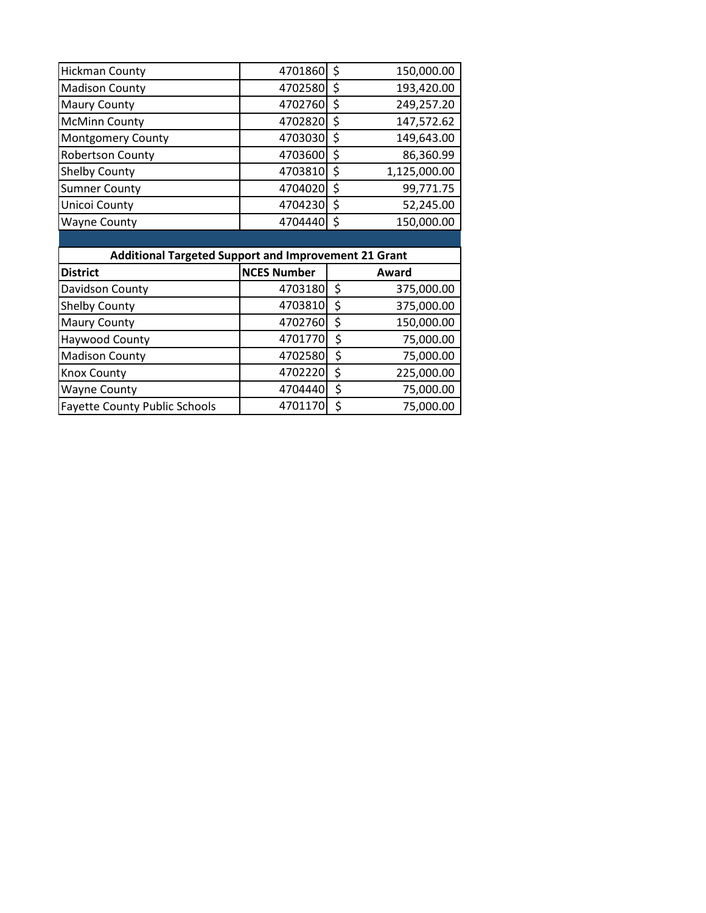| | | |
|---|---|---|
| Hickman County | 4701860 | $ 150,000.00 |
| Madison County | 4702580 | $ 193,420.00 |
| Maury County | 4702760 | $ 249,257.20 |
| McMinn County | 4702820 | $ 147,572.62 |
| Montgomery County | 4703030 | $ 149,643.00 |
| Robertson County | 4703600 | $ 86,360.99 |
| Shelby County | 4703810 | $ 1,125,000.00 |
| Sumner County | 4704020 | $ 99,771.75 |
| Unicoi County | 4704230 | $ 52,245.00 |
| Wayne County | 4704440 | $ 150,000.00 |

**Additional Targeted Support and Improvement 21 Grant**

| District | NCES Number | Award |
|---|---|---|
| Davidson County | 4703180 | $ 375,000.00 |
| Shelby County | 4703810 | $ 375,000.00 |
| Maury County | 4702760 | $ 150,000.00 |
| Haywood County | 4701770 | $ 75,000.00 |
| Madison County | 4702580 | $ 75,000.00 |
| Knox County | 4702220 | $ 225,000.00 |
| Wayne County | 4704440 | $ 75,000.00 |
| Fayette County Public Schools | 4701170 | $ 75,000.00 |